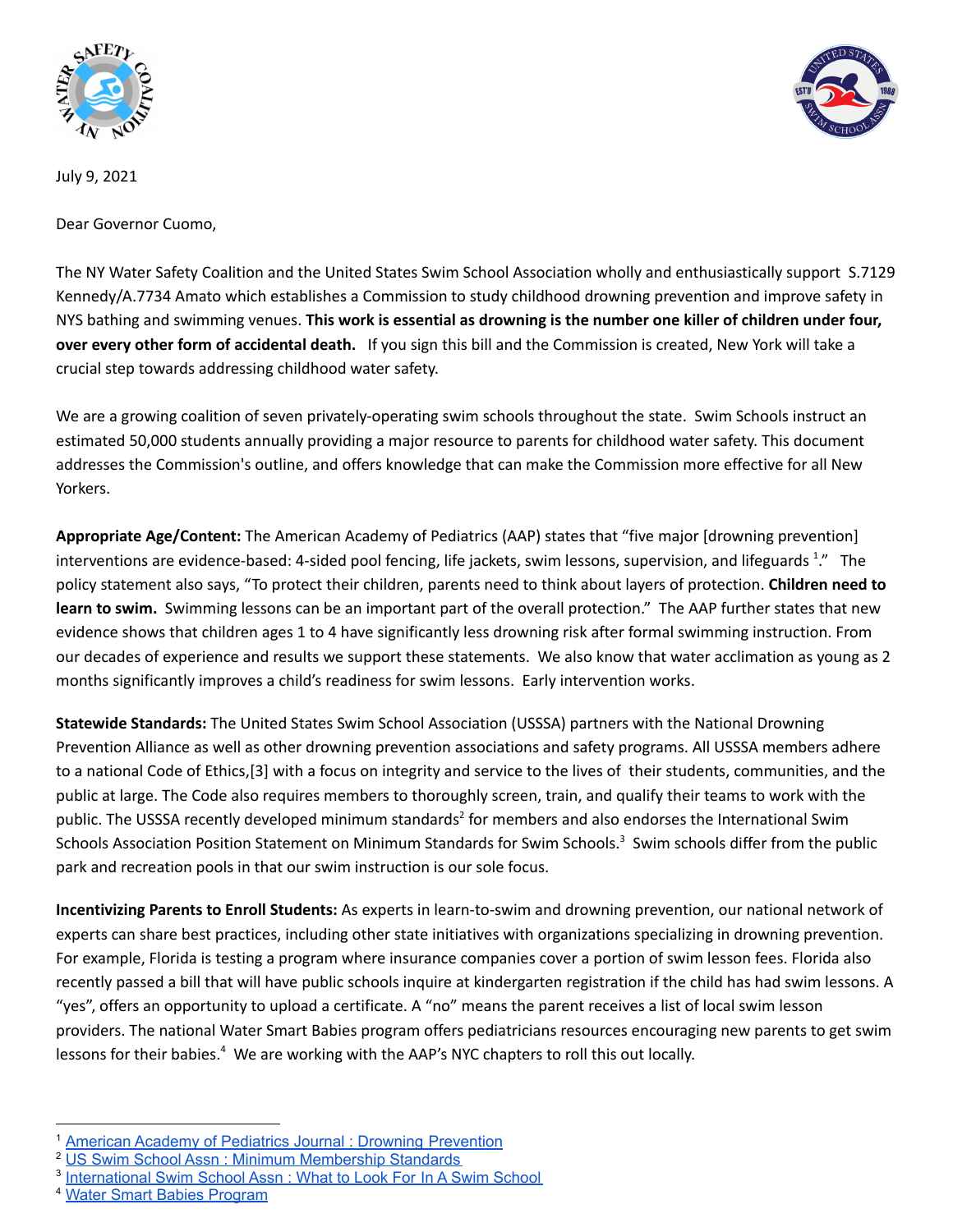July 9, 2021

Dear Governor Cuomo,

The NY Water Safety Coalition and the United States Swim School Association wholly and enthusiastically support S.7129 Kennedy/A.7734 Amato which establishes a Commission to study childhood drowning prevention and improve safety in NYS bathing and swimming venues. **This work is essential as drowning is the number one killer of children under four, over every other form of accidental death.** If you sign this bill and the Commission is created, New York will take a crucial step towards addressing childhood water safety.

We are a growing coalition of seven privately-operating swim schools throughout the state. Swim Schools instruct an estimated 50,000 students annually providing a major resource to parents for childhood water safety. This document addresses the Commission's outline, and offers knowledge that can make the Commission more effective for all New Yorkers.

**Appropriate Age/Content:** The American Academy of Pediatrics (AAP) states that "five major [drowning prevention] interventions are evidence-based: 4-sided pool fencing, life jackets, swim lessons, supervision, and lifeguards [1]." The policy statement also says, "To protect their children, parents need to think about layers of protection. **Children need to learn to swim.** Swimming lessons can be an important part of the overall protection." The AAP further states that new evidence shows that children ages 1 to 4 have significantly less drowning risk after formal swimming instruction. From our decades of experience and results we support these statements. We also know that water acclimation as young as 2 months significantly improves a child's readiness for swim lessons. Early intervention works.

**Statewide Standards:** The United States Swim School Association (USSSA) partners with the National Drowning Prevention Alliance as well as other drowning prevention associations and safety programs. All USSSA members adhere to a national Code of Ethics,[3] with a focus on integrity and service to the lives of their students, communities, and the public at large. The Code also requires members to thoroughly screen, train, and qualify their teams to work with the public. The USSSA recently developed minimum standards[2] for members and also endorses the International Swim Schools Association Position Statement on Minimum Standards for Swim Schools.[3] Swim schools differ from the public park and recreation pools in that our swim instruction is our sole focus.

**Incentivizing Parents to Enroll Students:** As experts in learn-to-swim and drowning prevention, our national network of experts can share best practices, including other state initiatives with organizations specializing in drowning prevention. For example, Florida is testing a program where insurance companies cover a portion of swim lesson fees. Florida also recently passed a bill that will have public schools inquire at kindergarten registration if the child has had swim lessons. A "yes", offers an opportunity to upload a certificate. A "no" means the parent receives a list of local swim lesson providers. The national Water Smart Babies program offers pediatricians resources encouraging new parents to get swim lessons for their babies.[4] We are working with the AAP's NYC chapters to roll this out locally.

---

[1] American Academy of Pediatrics Journal : Drowning Prevention

[2] US Swim School Assn : Minimum Membership Standards

[3] International Swim School Assn : What to Look For In A Swim School

[4] Water Smart Babies Program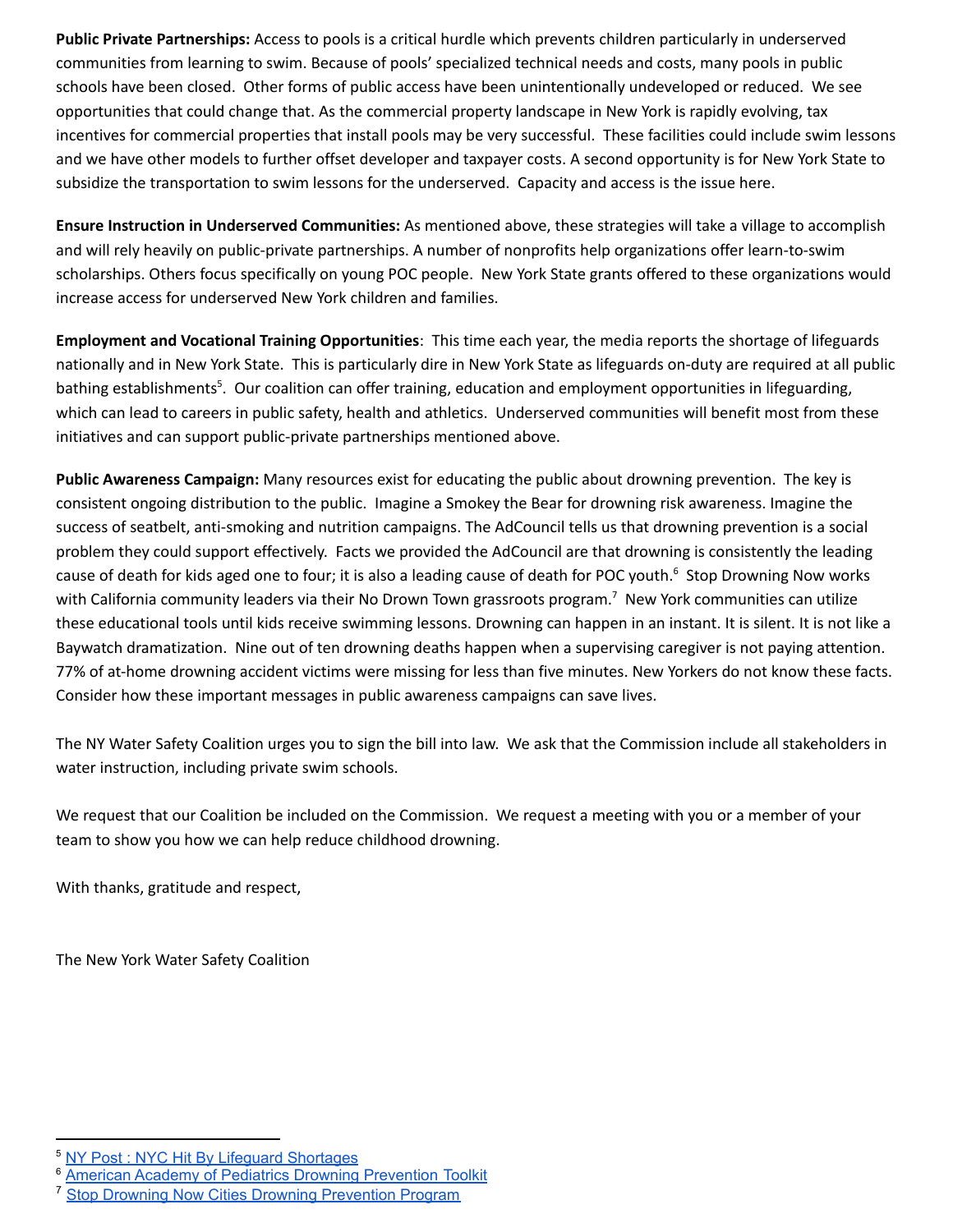**Public Private Partnerships:** Access to pools is a critical hurdle which prevents children particularly in underserved communities from learning to swim. Because of pools' specialized technical needs and costs, many pools in public schools have been closed. Other forms of public access have been unintentionally undeveloped or reduced. We see opportunities that could change that. As the commercial property landscape in New York is rapidly evolving, tax incentives for commercial properties that install pools may be very successful. These facilities could include swim lessons and we have other models to further offset developer and taxpayer costs. A second opportunity is for New York State to subsidize the transportation to swim lessons for the underserved. Capacity and access is the issue here.

**Ensure Instruction in Underserved Communities:** As mentioned above, these strategies will take a village to accomplish and will rely heavily on public-private partnerships. A number of nonprofits help organizations offer learn-to-swim scholarships. Others focus specifically on young POC people. New York State grants offered to these organizations would increase access for underserved New York children and families.

**Employment and Vocational Training Opportunities**: This time each year, the media reports the shortage of lifeguards nationally and in New York State. This is particularly dire in New York State as lifeguards on-duty are required at all public bathing establishments[5]. Our coalition can offer training, education and employment opportunities in lifeguarding, which can lead to careers in public safety, health and athletics. Underserved communities will benefit most from these initiatives and can support public-private partnerships mentioned above.

**Public Awareness Campaign:** Many resources exist for educating the public about drowning prevention. The key is consistent ongoing distribution to the public. Imagine a Smokey the Bear for drowning risk awareness. Imagine the success of seatbelt, anti-smoking and nutrition campaigns. The AdCouncil tells us that drowning prevention is a social problem they could support effectively. Facts we provided the AdCouncil are that drowning is consistently the leading cause of death for kids aged one to four; it is also a leading cause of death for POC youth.[6] Stop Drowning Now works with California community leaders via their No Drown Town grassroots program.[7] New York communities can utilize these educational tools until kids receive swimming lessons. Drowning can happen in an instant. It is silent. It is not like a Baywatch dramatization. Nine out of ten drowning deaths happen when a supervising caregiver is not paying attention. 77% of at-home drowning accident victims were missing for less than five minutes. New Yorkers do not know these facts. Consider how these important messages in public awareness campaigns can save lives.

The NY Water Safety Coalition urges you to sign the bill into law. We ask that the Commission include all stakeholders in water instruction, including private swim schools.

We request that our Coalition be included on the Commission. We request a meeting with you or a member of your team to show you how we can help reduce childhood drowning.

With thanks, gratitude and respect,

The New York Water Safety Coalition

---

[5] NY Post : NYC Hit By Lifeguard Shortages

[6] American Academy of Pediatrics Drowning Prevention Toolkit

[7] Stop Drowning Now Cities Drowning Prevention Program